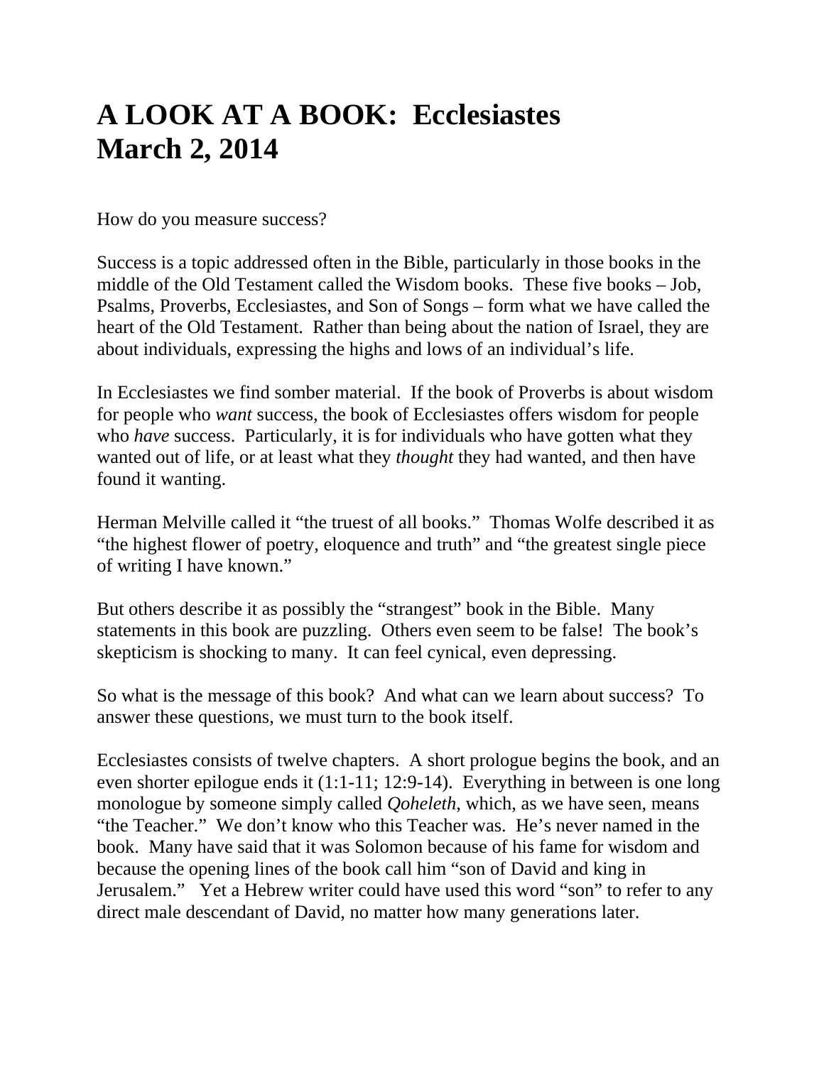# A LOOK AT A BOOK: Ecclesiastes
# March 2, 2014

How do you measure success?

Success is a topic addressed often in the Bible, particularly in those books in the middle of the Old Testament called the Wisdom books. These five books – Job, Psalms, Proverbs, Ecclesiastes, and Son of Songs – form what we have called the heart of the Old Testament. Rather than being about the nation of Israel, they are about individuals, expressing the highs and lows of an individual's life.

In Ecclesiastes we find somber material. If the book of Proverbs is about wisdom for people who *want* success, the book of Ecclesiastes offers wisdom for people who *have* success. Particularly, it is for individuals who have gotten what they wanted out of life, or at least what they *thought* they had wanted, and then have found it wanting.

Herman Melville called it "the truest of all books." Thomas Wolfe described it as "the highest flower of poetry, eloquence and truth" and "the greatest single piece of writing I have known."

But others describe it as possibly the "strangest" book in the Bible. Many statements in this book are puzzling. Others even seem to be false! The book's skepticism is shocking to many. It can feel cynical, even depressing.

So what is the message of this book? And what can we learn about success? To answer these questions, we must turn to the book itself.

Ecclesiastes consists of twelve chapters. A short prologue begins the book, and an even shorter epilogue ends it (1:1-11; 12:9-14). Everything in between is one long monologue by someone simply called *Qoheleth*, which, as we have seen, means "the Teacher." We don't know who this Teacher was. He's never named in the book. Many have said that it was Solomon because of his fame for wisdom and because the opening lines of the book call him "son of David and king in Jerusalem." Yet a Hebrew writer could have used this word "son" to refer to any direct male descendant of David, no matter how many generations later.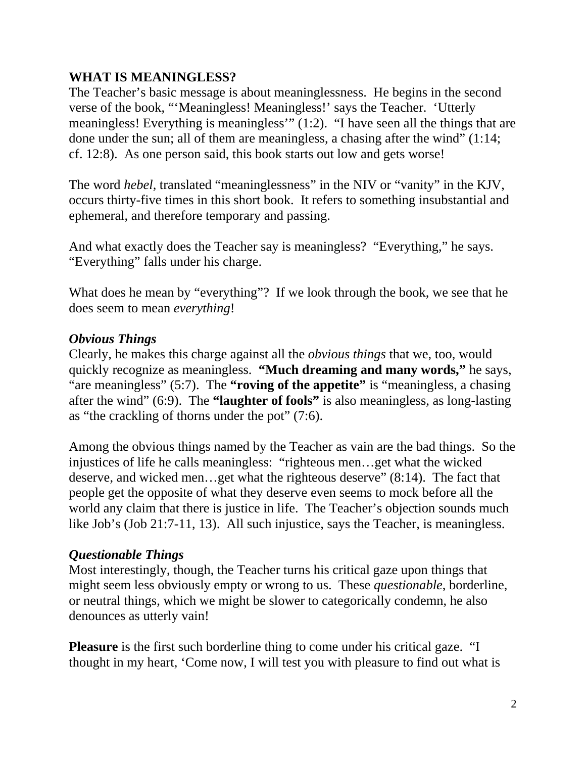## WHAT IS MEANINGLESS?

The Teacher's basic message is about meaninglessness. He begins in the second verse of the book, "'Meaningless! Meaningless!' says the Teacher. 'Utterly meaningless! Everything is meaningless'" (1:2). "I have seen all the things that are done under the sun; all of them are meaningless, a chasing after the wind" (1:14; cf. 12:8). As one person said, this book starts out low and gets worse!

The word *hebel,* translated "meaninglessness" in the NIV or "vanity" in the KJV, occurs thirty-five times in this short book. It refers to something insubstantial and ephemeral, and therefore temporary and passing.

And what exactly does the Teacher say is meaningless? "Everything," he says. "Everything" falls under his charge.

What does he mean by "everything"? If we look through the book, we see that he does seem to mean *everything*!

### *Obvious Things*

Clearly, he makes this charge against all the *obvious things* that we, too, would quickly recognize as meaningless. **"Much dreaming and many words,"** he says, "are meaningless" (5:7). The **"roving of the appetite"** is "meaningless, a chasing after the wind" (6:9). The **"laughter of fools"** is also meaningless, as long-lasting as "the crackling of thorns under the pot" (7:6).

Among the obvious things named by the Teacher as vain are the bad things. So the injustices of life he calls meaningless: "righteous men…get what the wicked deserve, and wicked men…get what the righteous deserve" (8:14). The fact that people get the opposite of what they deserve even seems to mock before all the world any claim that there is justice in life. The Teacher's objection sounds much like Job's (Job 21:7-11, 13). All such injustice, says the Teacher, is meaningless.

### *Questionable Things*

Most interestingly, though, the Teacher turns his critical gaze upon things that might seem less obviously empty or wrong to us. These *questionable,* borderline, or neutral things, which we might be slower to categorically condemn, he also denounces as utterly vain!

**Pleasure** is the first such borderline thing to come under his critical gaze. "I thought in my heart, 'Come now, I will test you with pleasure to find out what is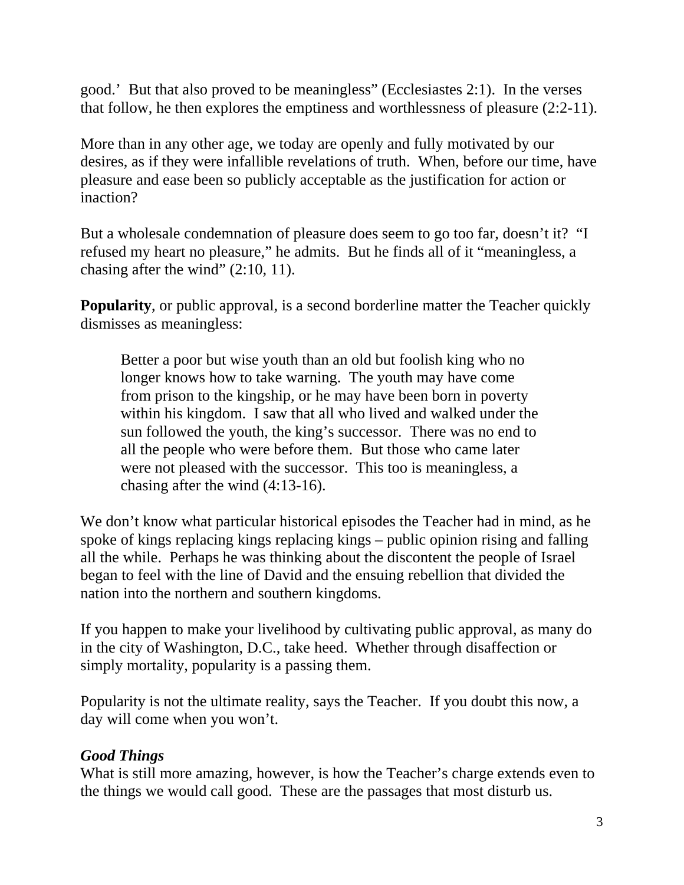good.' But that also proved to be meaningless" (Ecclesiastes 2:1). In the verses that follow, he then explores the emptiness and worthlessness of pleasure (2:2-11).

More than in any other age, we today are openly and fully motivated by our desires, as if they were infallible revelations of truth. When, before our time, have pleasure and ease been so publicly acceptable as the justification for action or inaction?

But a wholesale condemnation of pleasure does seem to go too far, doesn't it? "I refused my heart no pleasure," he admits. But he finds all of it "meaningless, a chasing after the wind" (2:10, 11).

**Popularity**, or public approval, is a second borderline matter the Teacher quickly dismisses as meaningless:

> Better a poor but wise youth than an old but foolish king who no longer knows how to take warning. The youth may have come from prison to the kingship, or he may have been born in poverty within his kingdom. I saw that all who lived and walked under the sun followed the youth, the king's successor. There was no end to all the people who were before them. But those who came later were not pleased with the successor. This too is meaningless, a chasing after the wind (4:13-16).

We don't know what particular historical episodes the Teacher had in mind, as he spoke of kings replacing kings replacing kings – public opinion rising and falling all the while. Perhaps he was thinking about the discontent the people of Israel began to feel with the line of David and the ensuing rebellion that divided the nation into the northern and southern kingdoms.

If you happen to make your livelihood by cultivating public approval, as many do in the city of Washington, D.C., take heed. Whether through disaffection or simply mortality, popularity is a passing them.

Popularity is not the ultimate reality, says the Teacher. If you doubt this now, a day will come when you won't.

***Good Things***

What is still more amazing, however, is how the Teacher's charge extends even to the things we would call good. These are the passages that most disturb us.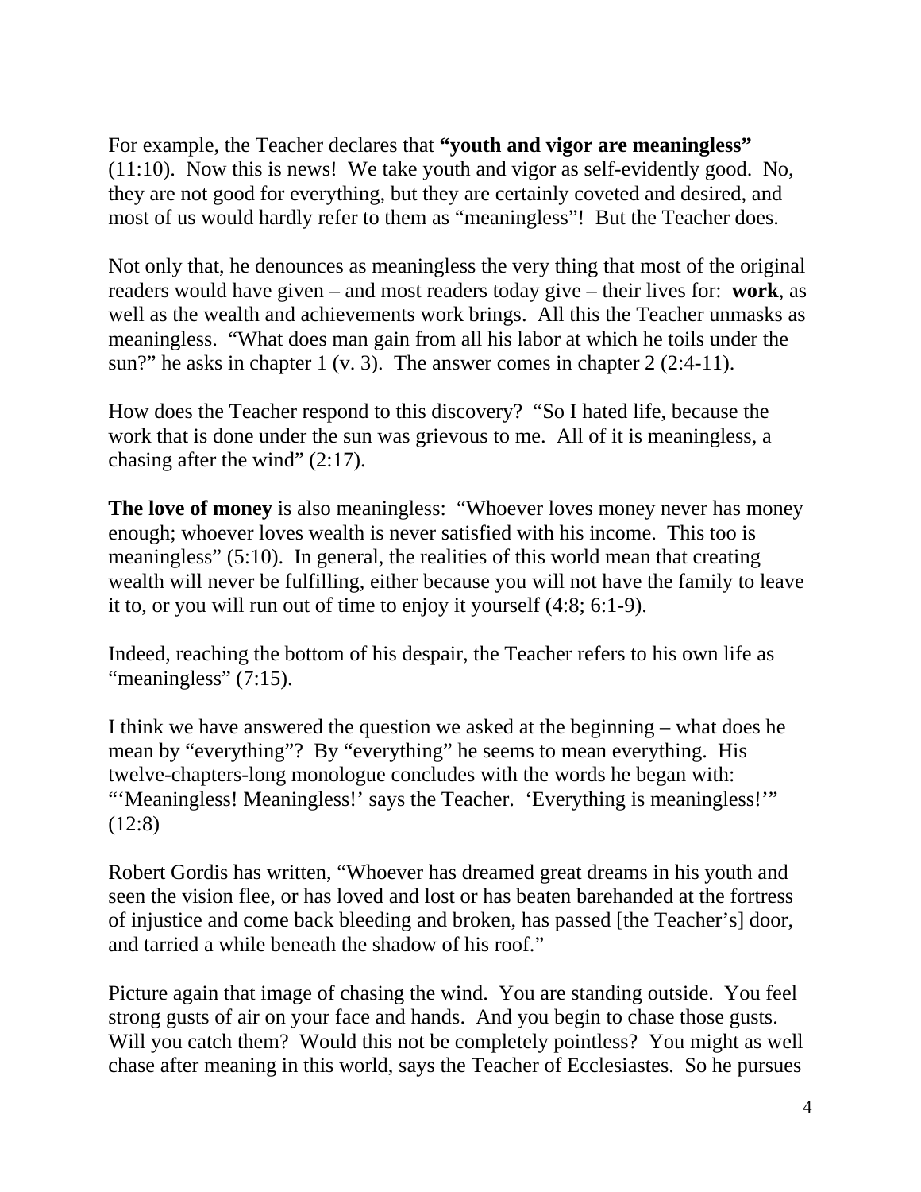For example, the Teacher declares that **"youth and vigor are meaningless"** (11:10). Now this is news! We take youth and vigor as self-evidently good. No, they are not good for everything, but they are certainly coveted and desired, and most of us would hardly refer to them as "meaningless"! But the Teacher does.

Not only that, he denounces as meaningless the very thing that most of the original readers would have given – and most readers today give – their lives for: **work**, as well as the wealth and achievements work brings. All this the Teacher unmasks as meaningless. "What does man gain from all his labor at which he toils under the sun?" he asks in chapter 1 (v. 3). The answer comes in chapter 2 (2:4-11).

How does the Teacher respond to this discovery? "So I hated life, because the work that is done under the sun was grievous to me. All of it is meaningless, a chasing after the wind" (2:17).

**The love of money** is also meaningless: "Whoever loves money never has money enough; whoever loves wealth is never satisfied with his income. This too is meaningless" (5:10). In general, the realities of this world mean that creating wealth will never be fulfilling, either because you will not have the family to leave it to, or you will run out of time to enjoy it yourself (4:8; 6:1-9).

Indeed, reaching the bottom of his despair, the Teacher refers to his own life as "meaningless" (7:15).

I think we have answered the question we asked at the beginning – what does he mean by "everything"? By "everything" he seems to mean everything. His twelve-chapters-long monologue concludes with the words he began with: "'Meaningless! Meaningless!' says the Teacher. 'Everything is meaningless!'" (12:8)

Robert Gordis has written, "Whoever has dreamed great dreams in his youth and seen the vision flee, or has loved and lost or has beaten barehanded at the fortress of injustice and come back bleeding and broken, has passed [the Teacher's] door, and tarried a while beneath the shadow of his roof."

Picture again that image of chasing the wind. You are standing outside. You feel strong gusts of air on your face and hands. And you begin to chase those gusts. Will you catch them? Would this not be completely pointless? You might as well chase after meaning in this world, says the Teacher of Ecclesiastes. So he pursues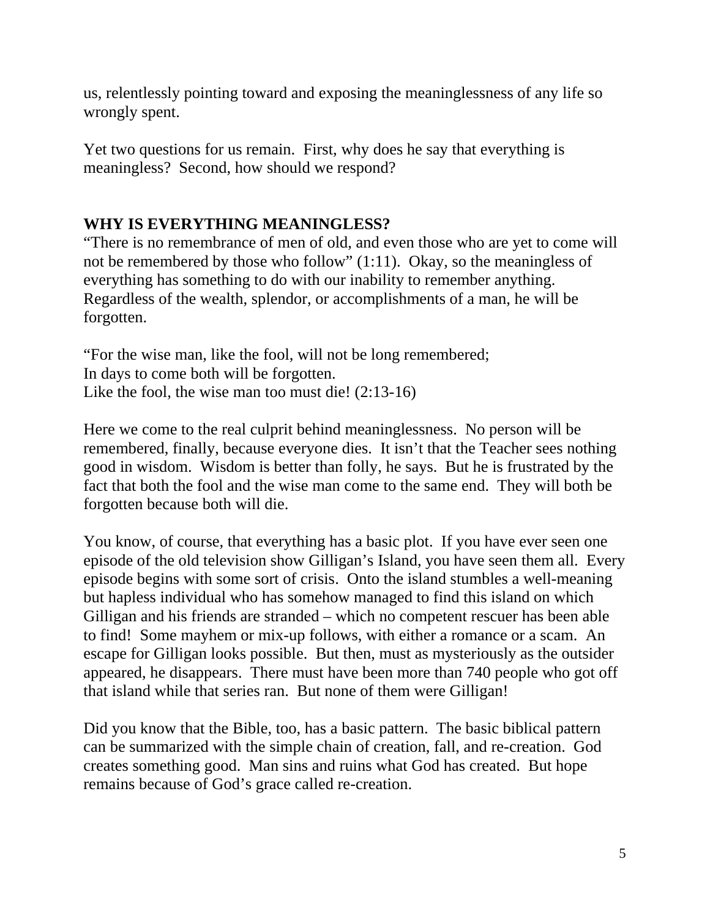us, relentlessly pointing toward and exposing the meaninglessness of any life so wrongly spent.

Yet two questions for us remain. First, why does he say that everything is meaningless? Second, how should we respond?

## WHY IS EVERYTHING MEANINGLESS?

"There is no remembrance of men of old, and even those who are yet to come will not be remembered by those who follow" (1:11). Okay, so the meaningless of everything has something to do with our inability to remember anything. Regardless of the wealth, splendor, or accomplishments of a man, he will be forgotten.

"For the wise man, like the fool, will not be long remembered;
In days to come both will be forgotten.
Like the fool, the wise man too must die! (2:13-16)

Here we come to the real culprit behind meaninglessness. No person will be remembered, finally, because everyone dies. It isn't that the Teacher sees nothing good in wisdom. Wisdom is better than folly, he says. But he is frustrated by the fact that both the fool and the wise man come to the same end. They will both be forgotten because both will die.

You know, of course, that everything has a basic plot. If you have ever seen one episode of the old television show Gilligan's Island, you have seen them all. Every episode begins with some sort of crisis. Onto the island stumbles a well-meaning but hapless individual who has somehow managed to find this island on which Gilligan and his friends are stranded – which no competent rescuer has been able to find! Some mayhem or mix-up follows, with either a romance or a scam. An escape for Gilligan looks possible. But then, must as mysteriously as the outsider appeared, he disappears. There must have been more than 740 people who got off that island while that series ran. But none of them were Gilligan!

Did you know that the Bible, too, has a basic pattern. The basic biblical pattern can be summarized with the simple chain of creation, fall, and re-creation. God creates something good. Man sins and ruins what God has created. But hope remains because of God's grace called re-creation.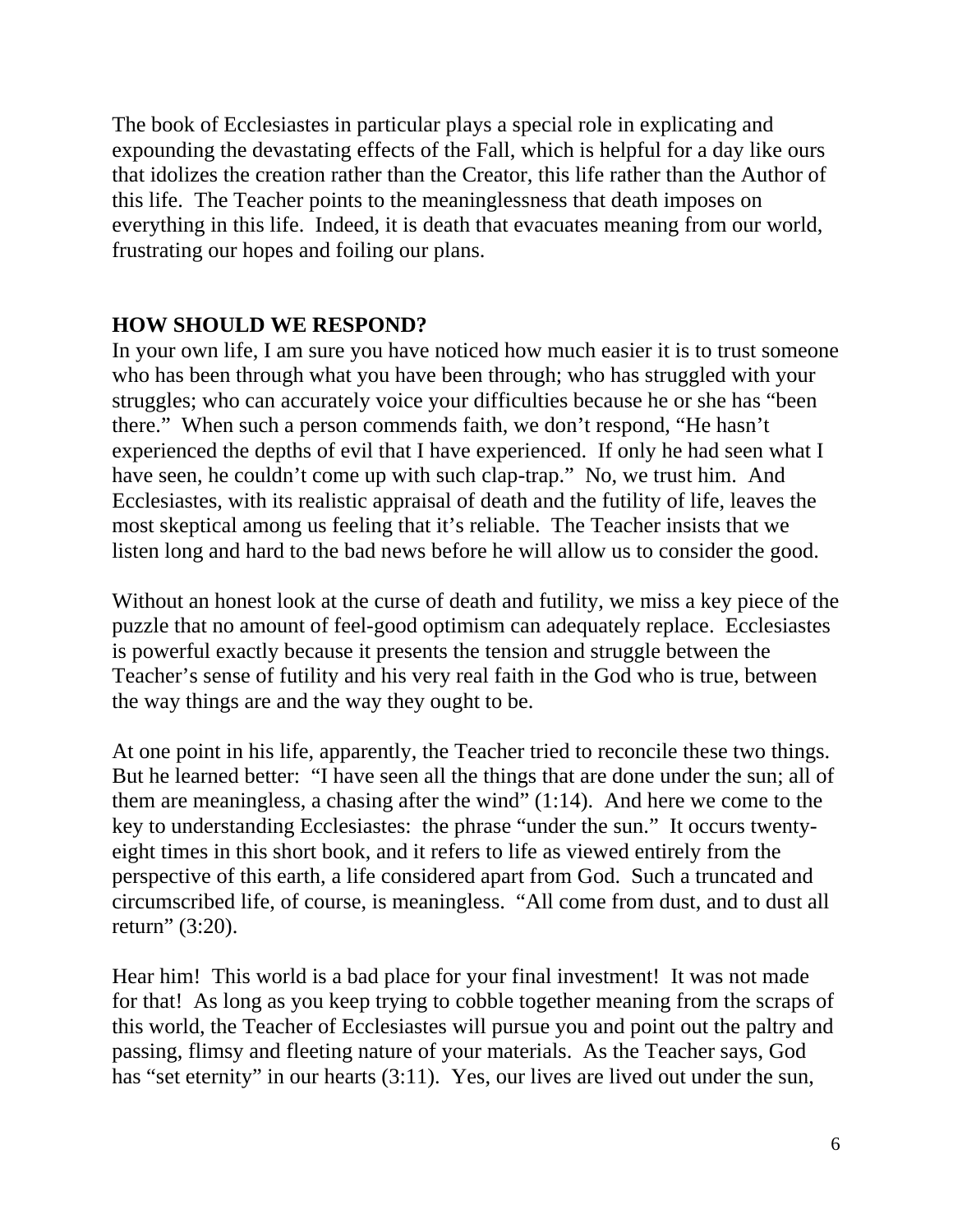The book of Ecclesiastes in particular plays a special role in explicating and expounding the devastating effects of the Fall, which is helpful for a day like ours that idolizes the creation rather than the Creator, this life rather than the Author of this life. The Teacher points to the meaninglessness that death imposes on everything in this life. Indeed, it is death that evacuates meaning from our world, frustrating our hopes and foiling our plans.

**HOW SHOULD WE RESPOND?**

In your own life, I am sure you have noticed how much easier it is to trust someone who has been through what you have been through; who has struggled with your struggles; who can accurately voice your difficulties because he or she has "been there." When such a person commends faith, we don't respond, "He hasn't experienced the depths of evil that I have experienced. If only he had seen what I have seen, he couldn't come up with such clap-trap." No, we trust him. And Ecclesiastes, with its realistic appraisal of death and the futility of life, leaves the most skeptical among us feeling that it's reliable. The Teacher insists that we listen long and hard to the bad news before he will allow us to consider the good.

Without an honest look at the curse of death and futility, we miss a key piece of the puzzle that no amount of feel-good optimism can adequately replace. Ecclesiastes is powerful exactly because it presents the tension and struggle between the Teacher's sense of futility and his very real faith in the God who is true, between the way things are and the way they ought to be.

At one point in his life, apparently, the Teacher tried to reconcile these two things. But he learned better: "I have seen all the things that are done under the sun; all of them are meaningless, a chasing after the wind" (1:14). And here we come to the key to understanding Ecclesiastes: the phrase "under the sun." It occurs twenty-eight times in this short book, and it refers to life as viewed entirely from the perspective of this earth, a life considered apart from God. Such a truncated and circumscribed life, of course, is meaningless. "All come from dust, and to dust all return" (3:20).

Hear him! This world is a bad place for your final investment! It was not made for that! As long as you keep trying to cobble together meaning from the scraps of this world, the Teacher of Ecclesiastes will pursue you and point out the paltry and passing, flimsy and fleeting nature of your materials. As the Teacher says, God has "set eternity" in our hearts (3:11). Yes, our lives are lived out under the sun,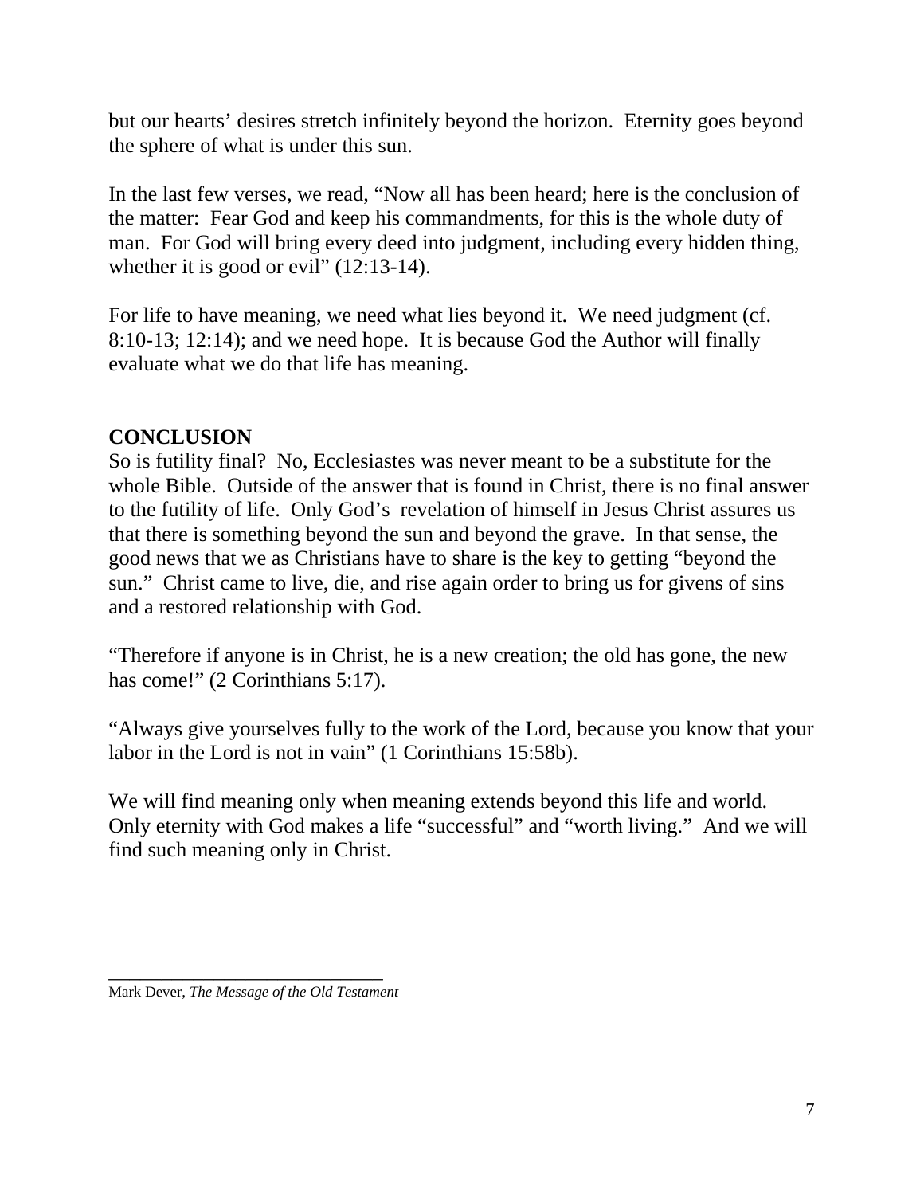but our hearts' desires stretch infinitely beyond the horizon. Eternity goes beyond the sphere of what is under this sun.

In the last few verses, we read, "Now all has been heard; here is the conclusion of the matter: Fear God and keep his commandments, for this is the whole duty of man. For God will bring every deed into judgment, including every hidden thing, whether it is good or evil" (12:13-14).

For life to have meaning, we need what lies beyond it. We need judgment (cf. 8:10-13; 12:14); and we need hope. It is because God the Author will finally evaluate what we do that life has meaning.

## CONCLUSION

So is futility final? No, Ecclesiastes was never meant to be a substitute for the whole Bible. Outside of the answer that is found in Christ, there is no final answer to the futility of life. Only God's revelation of himself in Jesus Christ assures us that there is something beyond the sun and beyond the grave. In that sense, the good news that we as Christians have to share is the key to getting "beyond the sun." Christ came to live, die, and rise again order to bring us for givens of sins and a restored relationship with God.

"Therefore if anyone is in Christ, he is a new creation; the old has gone, the new has come!" (2 Corinthians 5:17).

"Always give yourselves fully to the work of the Lord, because you know that your labor in the Lord is not in vain" (1 Corinthians 15:58b).

We will find meaning only when meaning extends beyond this life and world. Only eternity with God makes a life "successful" and "worth living." And we will find such meaning only in Christ.

---

Mark Dever, *The Message of the Old Testament*